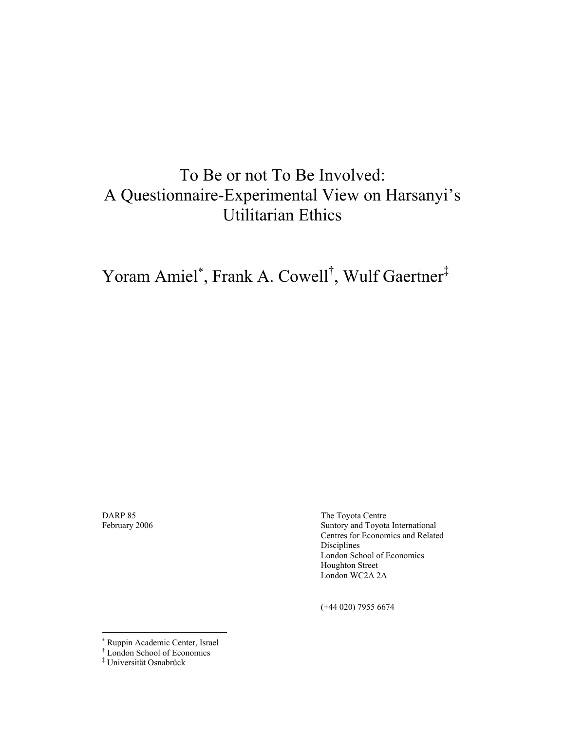# To Be or not To Be Involved: A Questionnaire-Experimental View on Harsanyi's Utilitarian Ethics

## Yoram Amiel[*], Frank A. Cowell[†], Wulf Gaertner[‡]

DARP 85
February 2006

The Toyota Centre
Suntory and Toyota International
Centres for Economics and Related
Disciplines
London School of Economics
Houghton Street
London WC2A 2A

(+44 020) 7955 6674

---

[*] Ruppin Academic Center, Israel
[†] London School of Economics
[‡] Universität Osnabrück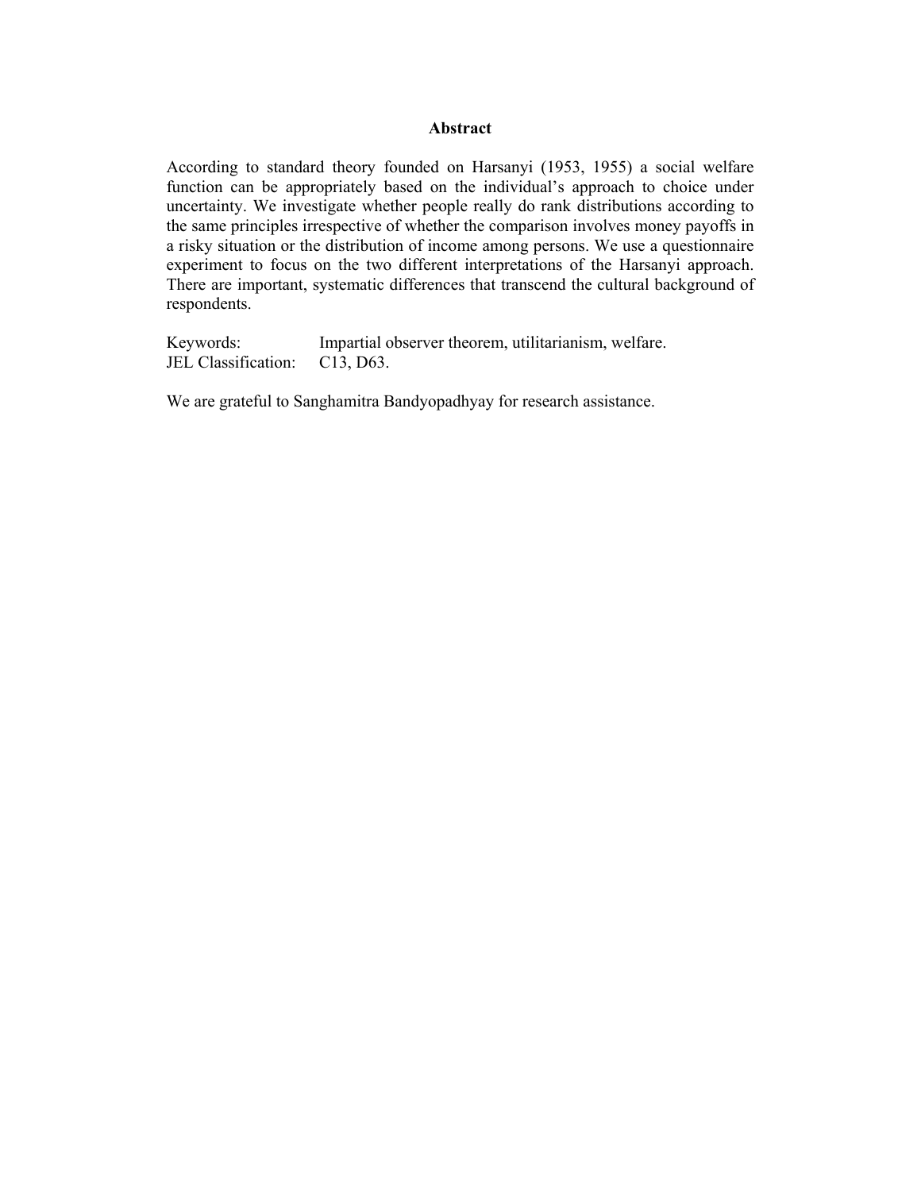## Abstract

According to standard theory founded on Harsanyi (1953, 1955) a social welfare function can be appropriately based on the individual's approach to choice under uncertainty. We investigate whether people really do rank distributions according to the same principles irrespective of whether the comparison involves money payoffs in a risky situation or the distribution of income among persons. We use a questionnaire experiment to focus on the two different interpretations of the Harsanyi approach. There are important, systematic differences that transcend the cultural background of respondents.

Keywords: Impartial observer theorem, utilitarianism, welfare.
JEL Classification: C13, D63.

We are grateful to Sanghamitra Bandyopadhyay for research assistance.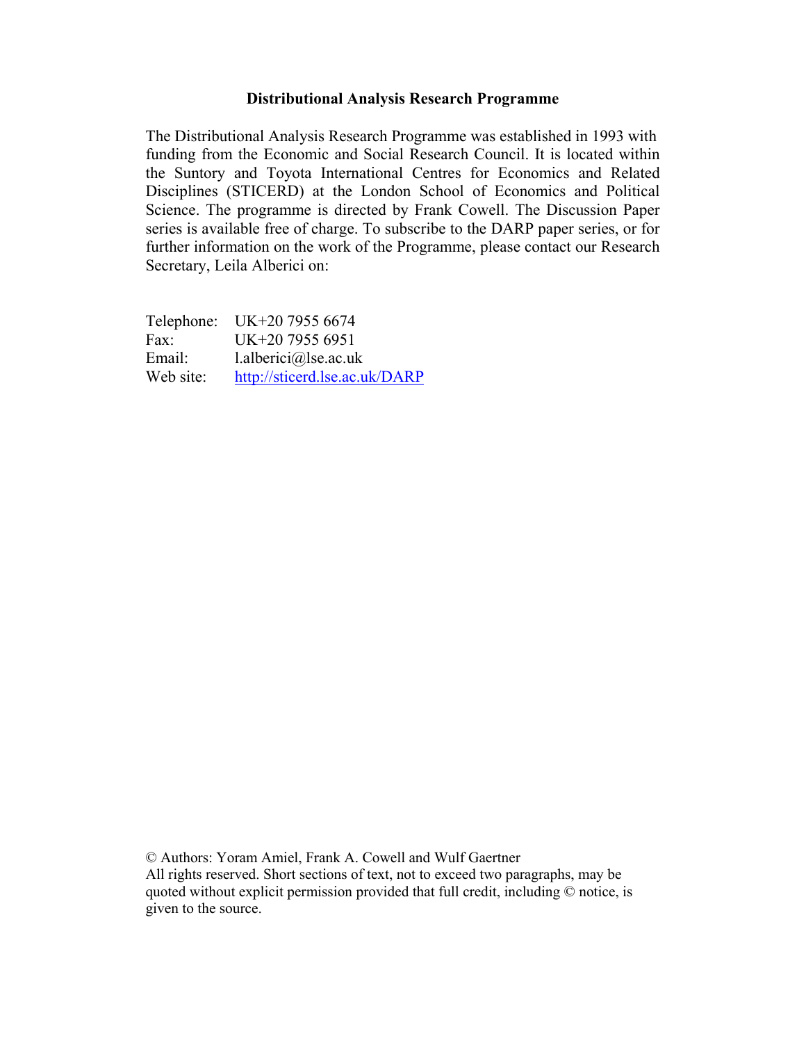**Distributional Analysis Research Programme**

The Distributional Analysis Research Programme was established in 1993 with funding from the Economic and Social Research Council. It is located within the Suntory and Toyota International Centres for Economics and Related Disciplines (STICERD) at the London School of Economics and Political Science. The programme is directed by Frank Cowell. The Discussion Paper series is available free of charge. To subscribe to the DARP paper series, or for further information on the work of the Programme, please contact our Research Secretary, Leila Alberici on:

| | |
|---|---|
| Telephone: | UK+20 7955 6674 |
| Fax: | UK+20 7955 6951 |
| Email: | l.alberici@lse.ac.uk |
| Web site: | http://sticerd.lse.ac.uk/DARP |

© Authors: Yoram Amiel, Frank A. Cowell and Wulf Gaertner
All rights reserved. Short sections of text, not to exceed two paragraphs, may be quoted without explicit permission provided that full credit, including © notice, is given to the source.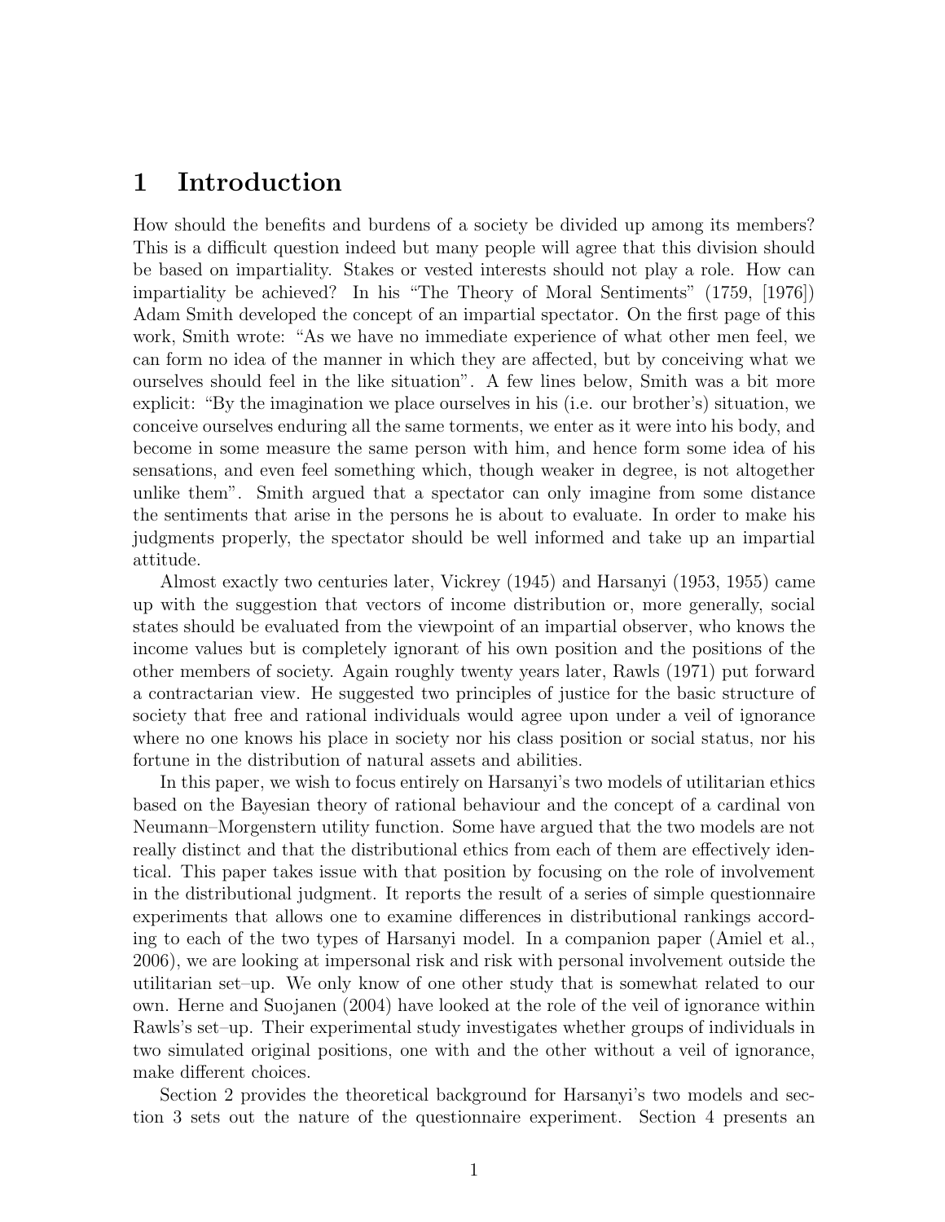# 1 Introduction

How should the benefits and burdens of a society be divided up among its members? This is a difficult question indeed but many people will agree that this division should be based on impartiality. Stakes or vested interests should not play a role. How can impartiality be achieved? In his "The Theory of Moral Sentiments" (1759, [1976]) Adam Smith developed the concept of an impartial spectator. On the first page of this work, Smith wrote: "As we have no immediate experience of what other men feel, we can form no idea of the manner in which they are affected, but by conceiving what we ourselves should feel in the like situation". A few lines below, Smith was a bit more explicit: "By the imagination we place ourselves in his (i.e. our brother's) situation, we conceive ourselves enduring all the same torments, we enter as it were into his body, and become in some measure the same person with him, and hence form some idea of his sensations, and even feel something which, though weaker in degree, is not altogether unlike them". Smith argued that a spectator can only imagine from some distance the sentiments that arise in the persons he is about to evaluate. In order to make his judgments properly, the spectator should be well informed and take up an impartial attitude.

Almost exactly two centuries later, Vickrey (1945) and Harsanyi (1953, 1955) came up with the suggestion that vectors of income distribution or, more generally, social states should be evaluated from the viewpoint of an impartial observer, who knows the income values but is completely ignorant of his own position and the positions of the other members of society. Again roughly twenty years later, Rawls (1971) put forward a contractarian view. He suggested two principles of justice for the basic structure of society that free and rational individuals would agree upon under a veil of ignorance where no one knows his place in society nor his class position or social status, nor his fortune in the distribution of natural assets and abilities.

In this paper, we wish to focus entirely on Harsanyi's two models of utilitarian ethics based on the Bayesian theory of rational behaviour and the concept of a cardinal von Neumann–Morgenstern utility function. Some have argued that the two models are not really distinct and that the distributional ethics from each of them are effectively identical. This paper takes issue with that position by focusing on the role of involvement in the distributional judgment. It reports the result of a series of simple questionnaire experiments that allows one to examine differences in distributional rankings according to each of the two types of Harsanyi model. In a companion paper (Amiel et al., 2006), we are looking at impersonal risk and risk with personal involvement outside the utilitarian set–up. We only know of one other study that is somewhat related to our own. Herne and Suojanen (2004) have looked at the role of the veil of ignorance within Rawls's set–up. Their experimental study investigates whether groups of individuals in two simulated original positions, one with and the other without a veil of ignorance, make different choices.

Section 2 provides the theoretical background for Harsanyi's two models and section 3 sets out the nature of the questionnaire experiment. Section 4 presents an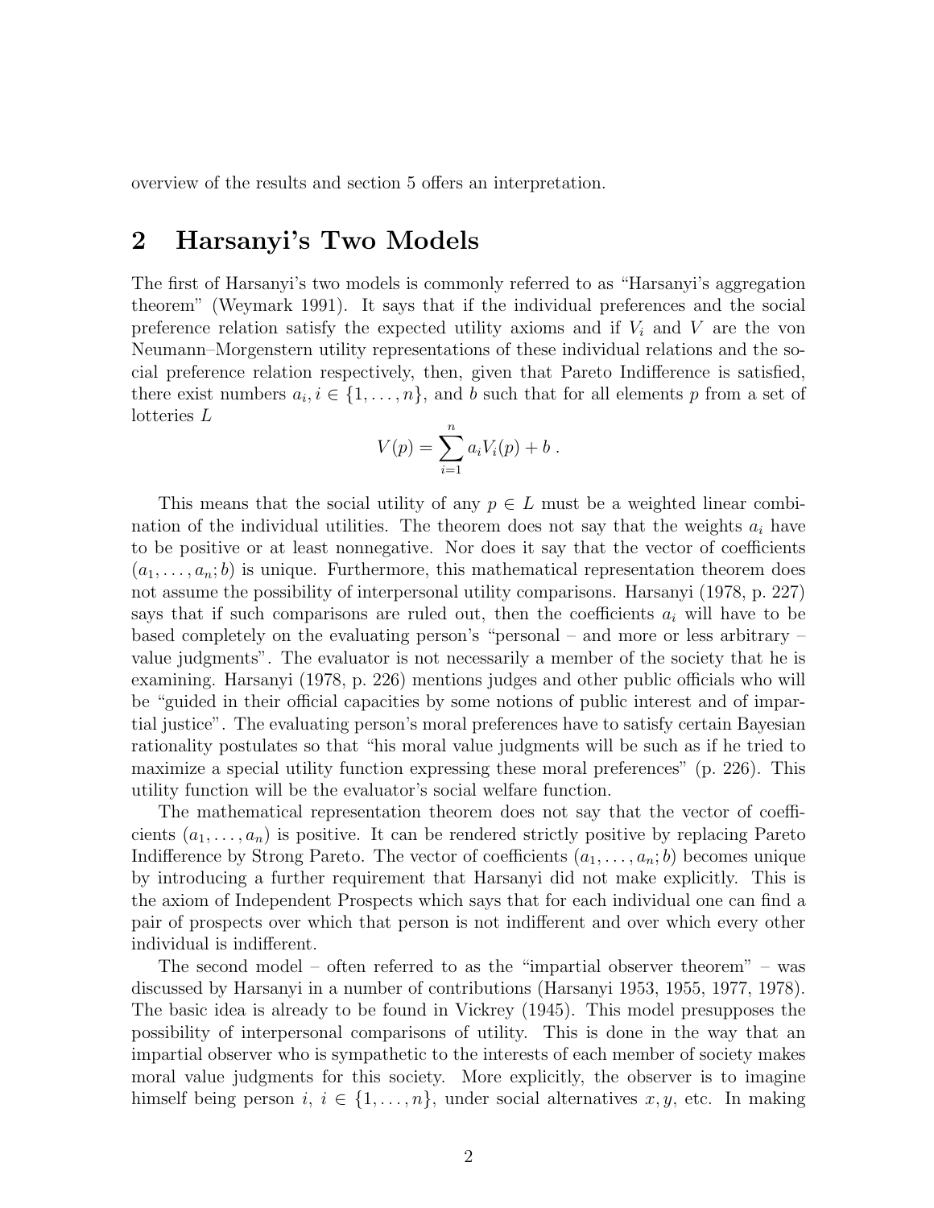overview of the results and section 5 offers an interpretation.

## 2 Harsanyi's Two Models

The first of Harsanyi's two models is commonly referred to as "Harsanyi's aggregation theorem" (Weymark 1991). It says that if the individual preferences and the social preference relation satisfy the expected utility axioms and if $V_i$ and $V$ are the von Neumann–Morgenstern utility representations of these individual relations and the social preference relation respectively, then, given that Pareto Indifference is satisfied, there exist numbers $a_i, i \in \{1, \ldots, n\}$, and $b$ such that for all elements $p$ from a set of lotteries $L$

$$V(p) = \sum_{i=1}^{n} a_i V_i(p) + b \; .$$

This means that the social utility of any $p \in L$ must be a weighted linear combination of the individual utilities. The theorem does not say that the weights $a_i$ have to be positive or at least nonnegative. Nor does it say that the vector of coefficients $(a_1, \ldots, a_n; b)$ is unique. Furthermore, this mathematical representation theorem does not assume the possibility of interpersonal utility comparisons. Harsanyi (1978, p. 227) says that if such comparisons are ruled out, then the coefficients $a_i$ will have to be based completely on the evaluating person's "personal – and more or less arbitrary – value judgments". The evaluator is not necessarily a member of the society that he is examining. Harsanyi (1978, p. 226) mentions judges and other public officials who will be "guided in their official capacities by some notions of public interest and of impartial justice". The evaluating person's moral preferences have to satisfy certain Bayesian rationality postulates so that "his moral value judgments will be such as if he tried to maximize a special utility function expressing these moral preferences" (p. 226). This utility function will be the evaluator's social welfare function.

The mathematical representation theorem does not say that the vector of coefficients $(a_1, \ldots, a_n)$ is positive. It can be rendered strictly positive by replacing Pareto Indifference by Strong Pareto. The vector of coefficients $(a_1, \ldots, a_n; b)$ becomes unique by introducing a further requirement that Harsanyi did not make explicitly. This is the axiom of Independent Prospects which says that for each individual one can find a pair of prospects over which that person is not indifferent and over which every other individual is indifferent.

The second model – often referred to as the "impartial observer theorem" – was discussed by Harsanyi in a number of contributions (Harsanyi 1953, 1955, 1977, 1978). The basic idea is already to be found in Vickrey (1945). This model presupposes the possibility of interpersonal comparisons of utility. This is done in the way that an impartial observer who is sympathetic to the interests of each member of society makes moral value judgments for this society. More explicitly, the observer is to imagine himself being person $i$, $i \in \{1, \ldots, n\}$, under social alternatives $x, y$, etc. In making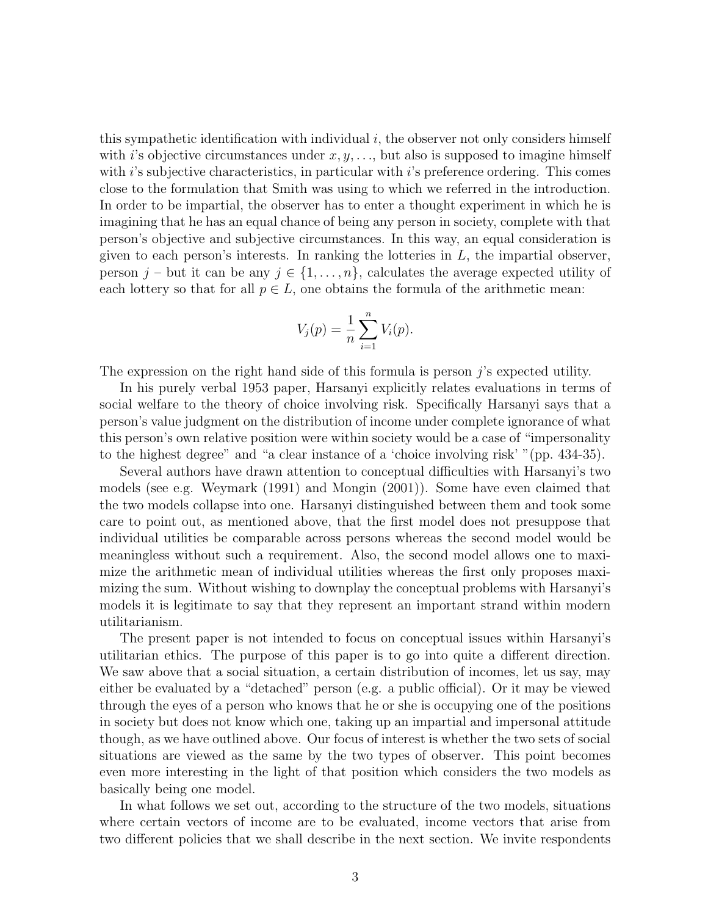this sympathetic identification with individual $i$, the observer not only considers himself with $i$'s objective circumstances under $x, y, \ldots$, but also is supposed to imagine himself with $i$'s subjective characteristics, in particular with $i$'s preference ordering. This comes close to the formulation that Smith was using to which we referred in the introduction. In order to be impartial, the observer has to enter a thought experiment in which he is imagining that he has an equal chance of being any person in society, complete with that person's objective and subjective circumstances. In this way, an equal consideration is given to each person's interests. In ranking the lotteries in $L$, the impartial observer, person $j$ – but it can be any $j \in \{1, \ldots, n\}$, calculates the average expected utility of each lottery so that for all $p \in L$, one obtains the formula of the arithmetic mean:

$$V_j(p) = \frac{1}{n} \sum_{i=1}^{n} V_i(p).$$

The expression on the right hand side of this formula is person $j$'s expected utility.

In his purely verbal 1953 paper, Harsanyi explicitly relates evaluations in terms of social welfare to the theory of choice involving risk. Specifically Harsanyi says that a person's value judgment on the distribution of income under complete ignorance of what this person's own relative position were within society would be a case of "impersonality to the highest degree" and "a clear instance of a 'choice involving risk' "(pp. 434-35).

Several authors have drawn attention to conceptual difficulties with Harsanyi's two models (see e.g. Weymark (1991) and Mongin (2001)). Some have even claimed that the two models collapse into one. Harsanyi distinguished between them and took some care to point out, as mentioned above, that the first model does not presuppose that individual utilities be comparable across persons whereas the second model would be meaningless without such a requirement. Also, the second model allows one to maximize the arithmetic mean of individual utilities whereas the first only proposes maximizing the sum. Without wishing to downplay the conceptual problems with Harsanyi's models it is legitimate to say that they represent an important strand within modern utilitarianism.

The present paper is not intended to focus on conceptual issues within Harsanyi's utilitarian ethics. The purpose of this paper is to go into quite a different direction. We saw above that a social situation, a certain distribution of incomes, let us say, may either be evaluated by a "detached" person (e.g. a public official). Or it may be viewed through the eyes of a person who knows that he or she is occupying one of the positions in society but does not know which one, taking up an impartial and impersonal attitude though, as we have outlined above. Our focus of interest is whether the two sets of social situations are viewed as the same by the two types of observer. This point becomes even more interesting in the light of that position which considers the two models as basically being one model.

In what follows we set out, according to the structure of the two models, situations where certain vectors of income are to be evaluated, income vectors that arise from two different policies that we shall describe in the next section. We invite respondents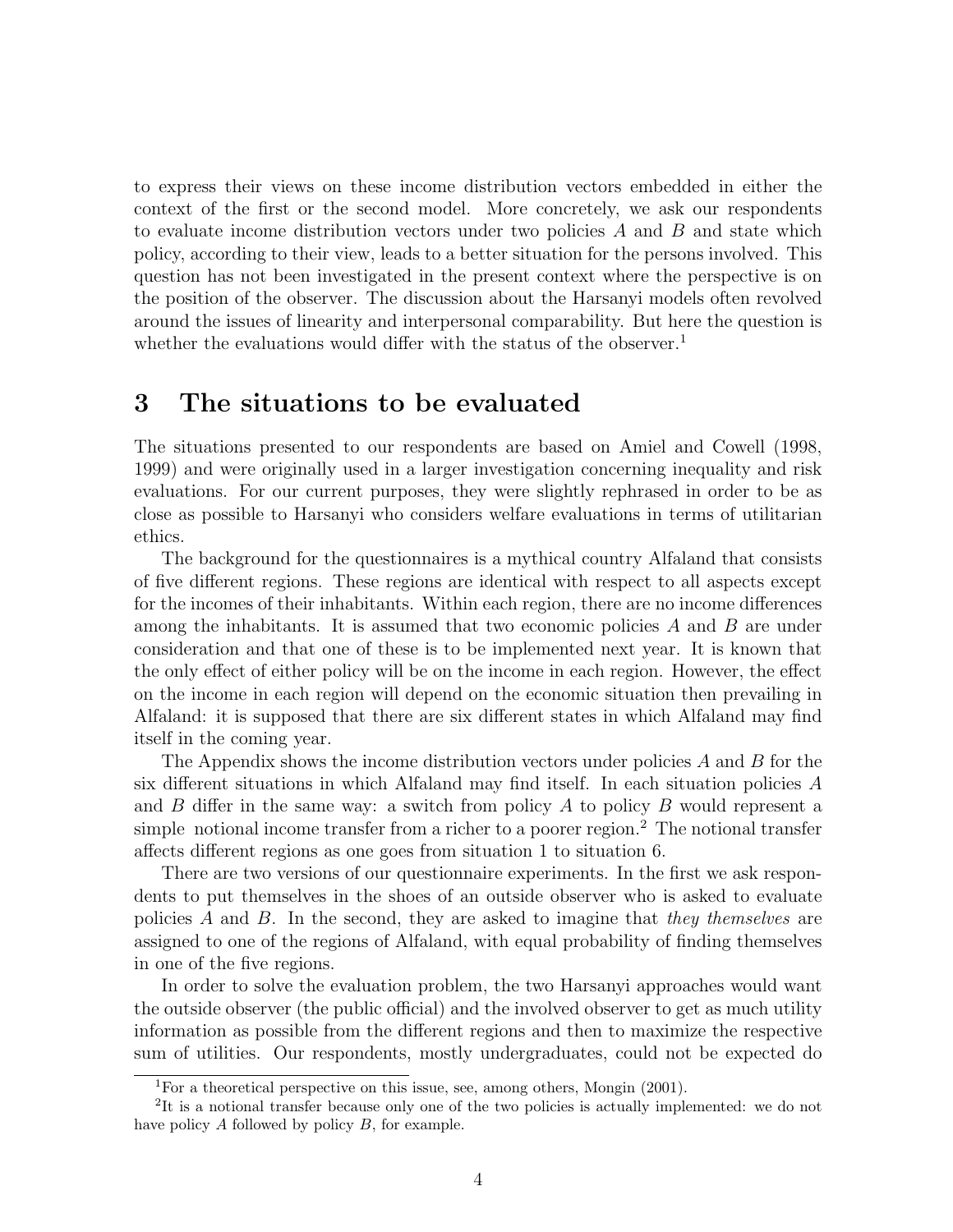to express their views on these income distribution vectors embedded in either the context of the first or the second model. More concretely, we ask our respondents to evaluate income distribution vectors under two policies $A$ and $B$ and state which policy, according to their view, leads to a better situation for the persons involved. This question has not been investigated in the present context where the perspective is on the position of the observer. The discussion about the Harsanyi models often revolved around the issues of linearity and interpersonal comparability. But here the question is whether the evaluations would differ with the status of the observer.[1]

## 3 The situations to be evaluated

The situations presented to our respondents are based on Amiel and Cowell (1998, 1999) and were originally used in a larger investigation concerning inequality and risk evaluations. For our current purposes, they were slightly rephrased in order to be as close as possible to Harsanyi who considers welfare evaluations in terms of utilitarian ethics.

The background for the questionnaires is a mythical country Alfaland that consists of five different regions. These regions are identical with respect to all aspects except for the incomes of their inhabitants. Within each region, there are no income differences among the inhabitants. It is assumed that two economic policies $A$ and $B$ are under consideration and that one of these is to be implemented next year. It is known that the only effect of either policy will be on the income in each region. However, the effect on the income in each region will depend on the economic situation then prevailing in Alfaland: it is supposed that there are six different states in which Alfaland may find itself in the coming year.

The Appendix shows the income distribution vectors under policies $A$ and $B$ for the six different situations in which Alfaland may find itself. In each situation policies $A$ and $B$ differ in the same way: a switch from policy $A$ to policy $B$ would represent a simple notional income transfer from a richer to a poorer region.[2] The notional transfer affects different regions as one goes from situation 1 to situation 6.

There are two versions of our questionnaire experiments. In the first we ask respondents to put themselves in the shoes of an outside observer who is asked to evaluate policies $A$ and $B$. In the second, they are asked to imagine that *they themselves* are assigned to one of the regions of Alfaland, with equal probability of finding themselves in one of the five regions.

In order to solve the evaluation problem, the two Harsanyi approaches would want the outside observer (the public official) and the involved observer to get as much utility information as possible from the different regions and then to maximize the respective sum of utilities. Our respondents, mostly undergraduates, could not be expected do

[1] For a theoretical perspective on this issue, see, among others, Mongin (2001).

[2] It is a notional transfer because only one of the two policies is actually implemented: we do not have policy $A$ followed by policy $B$, for example.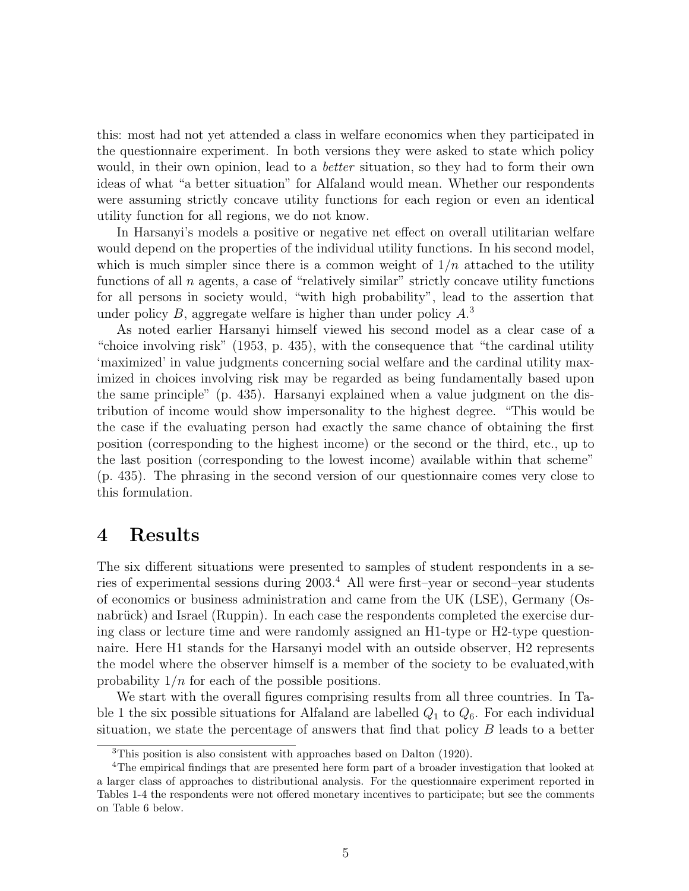this: most had not yet attended a class in welfare economics when they participated in the questionnaire experiment. In both versions they were asked to state which policy would, in their own opinion, lead to a *better* situation, so they had to form their own ideas of what "a better situation" for Alfaland would mean. Whether our respondents were assuming strictly concave utility functions for each region or even an identical utility function for all regions, we do not know.

In Harsanyi's models a positive or negative net effect on overall utilitarian welfare would depend on the properties of the individual utility functions. In his second model, which is much simpler since there is a common weight of $1/n$ attached to the utility functions of all $n$ agents, a case of "relatively similar" strictly concave utility functions for all persons in society would, "with high probability", lead to the assertion that under policy $B$, aggregate welfare is higher than under policy $A$.[3]

As noted earlier Harsanyi himself viewed his second model as a clear case of a "choice involving risk" (1953, p. 435), with the consequence that "the cardinal utility 'maximized' in value judgments concerning social welfare and the cardinal utility maximized in choices involving risk may be regarded as being fundamentally based upon the same principle" (p. 435). Harsanyi explained when a value judgment on the distribution of income would show impersonality to the highest degree. "This would be the case if the evaluating person had exactly the same chance of obtaining the first position (corresponding to the highest income) or the second or the third, etc., up to the last position (corresponding to the lowest income) available within that scheme" (p. 435). The phrasing in the second version of our questionnaire comes very close to this formulation.

# 4 Results

The six different situations were presented to samples of student respondents in a series of experimental sessions during 2003.[4] All were first–year or second–year students of economics or business administration and came from the UK (LSE), Germany (Osnabrück) and Israel (Ruppin). In each case the respondents completed the exercise during class or lecture time and were randomly assigned an H1-type or H2-type questionnaire. Here H1 stands for the Harsanyi model with an outside observer, H2 represents the model where the observer himself is a member of the society to be evaluated,with probability $1/n$ for each of the possible positions.

We start with the overall figures comprising results from all three countries. In Table 1 the six possible situations for Alfaland are labelled $Q_1$ to $Q_6$. For each individual situation, we state the percentage of answers that find that policy $B$ leads to a better

[3] This position is also consistent with approaches based on Dalton (1920).

[4] The empirical findings that are presented here form part of a broader investigation that looked at a larger class of approaches to distributional analysis. For the questionnaire experiment reported in Tables 1-4 the respondents were not offered monetary incentives to participate; but see the comments on Table 6 below.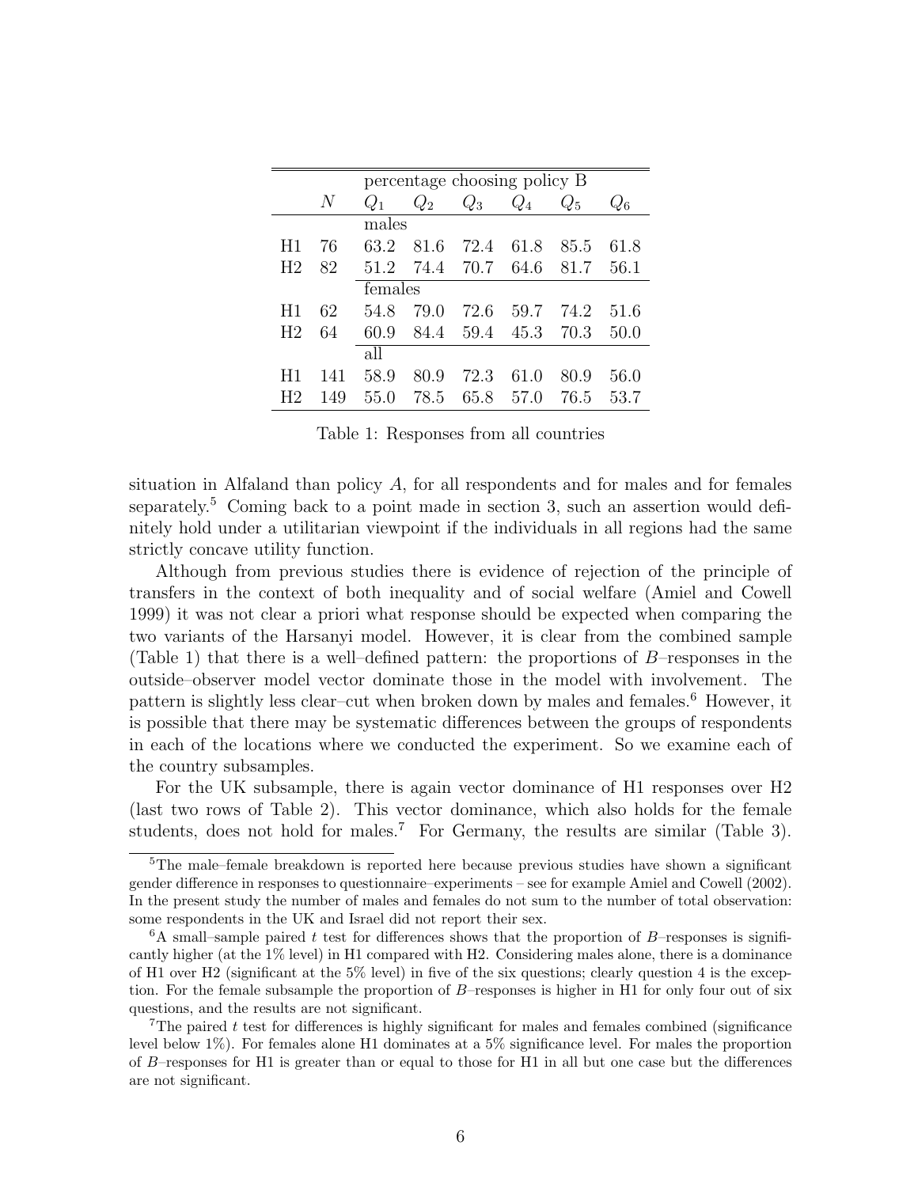| | | percentage choosing policy B | | | | | |
|---|---|---|---|---|---|---|---|
| | $N$ | $Q_1$ | $Q_2$ | $Q_3$ | $Q_4$ | $Q_5$ | $Q_6$ |
| | | males | | | | | |
| H1 | 76 | 63.2 | 81.6 | 72.4 | 61.8 | 85.5 | 61.8 |
| H2 | 82 | 51.2 | 74.4 | 70.7 | 64.6 | 81.7 | 56.1 |
| | | females | | | | | |
| H1 | 62 | 54.8 | 79.0 | 72.6 | 59.7 | 74.2 | 51.6 |
| H2 | 64 | 60.9 | 84.4 | 59.4 | 45.3 | 70.3 | 50.0 |
| | | all | | | | | |
| H1 | 141 | 58.9 | 80.9 | 72.3 | 61.0 | 80.9 | 56.0 |
| H2 | 149 | 55.0 | 78.5 | 65.8 | 57.0 | 76.5 | 53.7 |

Table 1: Responses from all countries

situation in Alfaland than policy $A$, for all respondents and for males and for females separately.[5] Coming back to a point made in section 3, such an assertion would definitely hold under a utilitarian viewpoint if the individuals in all regions had the same strictly concave utility function.

Although from previous studies there is evidence of rejection of the principle of transfers in the context of both inequality and of social welfare (Amiel and Cowell 1999) it was not clear a priori what response should be expected when comparing the two variants of the Harsanyi model. However, it is clear from the combined sample (Table 1) that there is a well–defined pattern: the proportions of $B$–responses in the outside–observer model vector dominate those in the model with involvement. The pattern is slightly less clear–cut when broken down by males and females.[6] However, it is possible that there may be systematic differences between the groups of respondents in each of the locations where we conducted the experiment. So we examine each of the country subsamples.

For the UK subsample, there is again vector dominance of H1 responses over H2 (last two rows of Table 2). This vector dominance, which also holds for the female students, does not hold for males.[7] For Germany, the results are similar (Table 3).

[5] The male–female breakdown is reported here because previous studies have shown a significant gender difference in responses to questionnaire–experiments – see for example Amiel and Cowell (2002). In the present study the number of males and females do not sum to the number of total observation: some respondents in the UK and Israel did not report their sex.

[6] A small–sample paired $t$ test for differences shows that the proportion of $B$–responses is significantly higher (at the 1% level) in H1 compared with H2. Considering males alone, there is a dominance of H1 over H2 (significant at the 5% level) in five of the six questions; clearly question 4 is the exception. For the female subsample the proportion of $B$–responses is higher in H1 for only four out of six questions, and the results are not significant.

[7] The paired $t$ test for differences is highly significant for males and females combined (significance level below 1%). For females alone H1 dominates at a 5% significance level. For males the proportion of $B$–responses for H1 is greater than or equal to those for H1 in all but one case but the differences are not significant.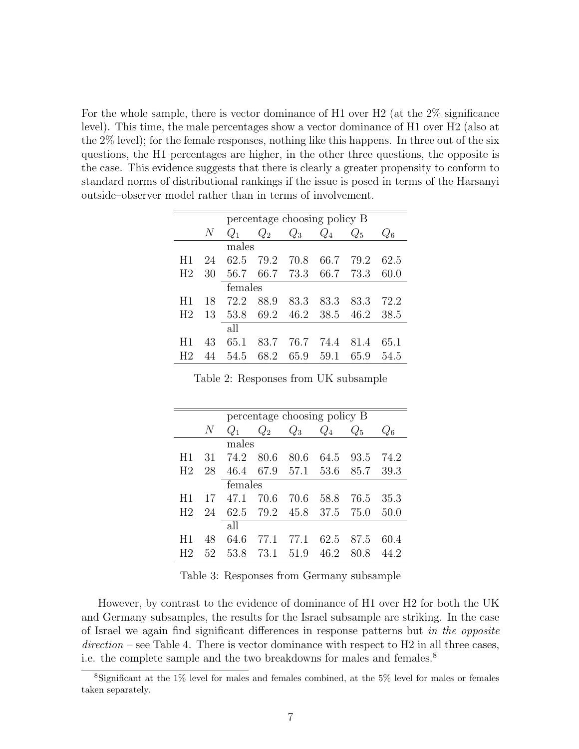For the whole sample, there is vector dominance of H1 over H2 (at the 2% significance level). This time, the male percentages show a vector dominance of H1 over H2 (also at the 2% level); for the female responses, nothing like this happens. In three out of the six questions, the H1 percentages are higher, in the other three questions, the opposite is the case. This evidence suggests that there is clearly a greater propensity to conform to standard norms of distributional rankings if the issue is posed in terms of the Harsanyi outside–observer model rather than in terms of involvement.

| | | percentage choosing policy B | | | | | |
|---|---|---|---|---|---|---|---|
| | $N$ | $Q_1$ | $Q_2$ | $Q_3$ | $Q_4$ | $Q_5$ | $Q_6$ |
| | | males | | | | | |
| H1 | 24 | 62.5 | 79.2 | 70.8 | 66.7 | 79.2 | 62.5 |
| H2 | 30 | 56.7 | 66.7 | 73.3 | 66.7 | 73.3 | 60.0 |
| | | females | | | | | |
| H1 | 18 | 72.2 | 88.9 | 83.3 | 83.3 | 83.3 | 72.2 |
| H2 | 13 | 53.8 | 69.2 | 46.2 | 38.5 | 46.2 | 38.5 |
| | | all | | | | | |
| H1 | 43 | 65.1 | 83.7 | 76.7 | 74.4 | 81.4 | 65.1 |
| H2 | 44 | 54.5 | 68.2 | 65.9 | 59.1 | 65.9 | 54.5 |

Table 2: Responses from UK subsample

| | | percentage choosing policy B | | | | | |
|---|---|---|---|---|---|---|---|
| | $N$ | $Q_1$ | $Q_2$ | $Q_3$ | $Q_4$ | $Q_5$ | $Q_6$ |
| | | males | | | | | |
| H1 | 31 | 74.2 | 80.6 | 80.6 | 64.5 | 93.5 | 74.2 |
| H2 | 28 | 46.4 | 67.9 | 57.1 | 53.6 | 85.7 | 39.3 |
| | | females | | | | | |
| H1 | 17 | 47.1 | 70.6 | 70.6 | 58.8 | 76.5 | 35.3 |
| H2 | 24 | 62.5 | 79.2 | 45.8 | 37.5 | 75.0 | 50.0 |
| | | all | | | | | |
| H1 | 48 | 64.6 | 77.1 | 77.1 | 62.5 | 87.5 | 60.4 |
| H2 | 52 | 53.8 | 73.1 | 51.9 | 46.2 | 80.8 | 44.2 |

Table 3: Responses from Germany subsample

However, by contrast to the evidence of dominance of H1 over H2 for both the UK and Germany subsamples, the results for the Israel subsample are striking. In the case of Israel we again find significant differences in response patterns but *in the opposite direction* – see Table 4. There is vector dominance with respect to H2 in all three cases, i.e. the complete sample and the two breakdowns for males and females.[8]

[8]Significant at the 1% level for males and females combined, at the 5% level for males or females taken separately.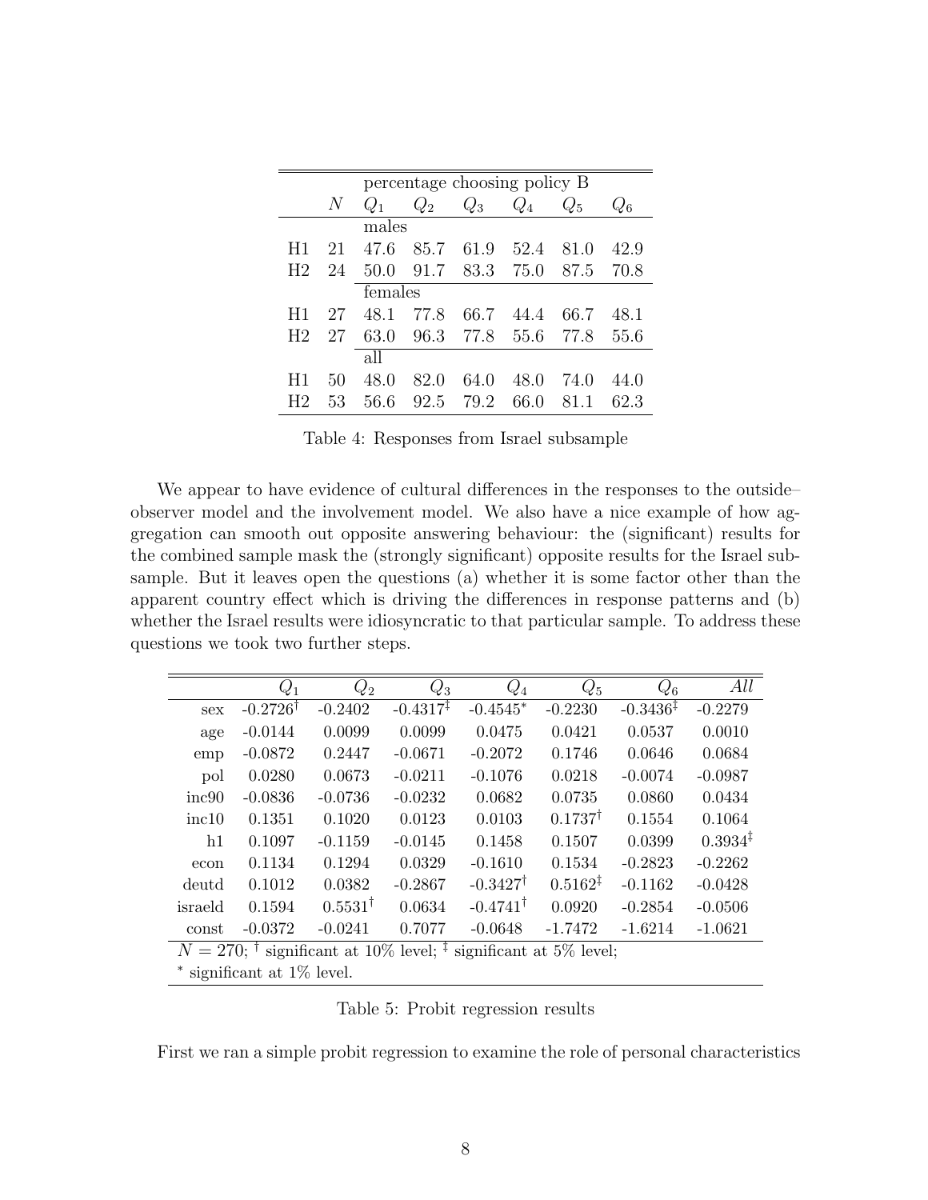| | | percentage choosing policy B | | | | | |
|---|---|---|---|---|---|---|---|
| | $N$ | $Q_1$ | $Q_2$ | $Q_3$ | $Q_4$ | $Q_5$ | $Q_6$ |
| | | males | | | | | |
| H1 | 21 | 47.6 | 85.7 | 61.9 | 52.4 | 81.0 | 42.9 |
| H2 | 24 | 50.0 | 91.7 | 83.3 | 75.0 | 87.5 | 70.8 |
| | | females | | | | | |
| H1 | 27 | 48.1 | 77.8 | 66.7 | 44.4 | 66.7 | 48.1 |
| H2 | 27 | 63.0 | 96.3 | 77.8 | 55.6 | 77.8 | 55.6 |
| | | all | | | | | |
| H1 | 50 | 48.0 | 82.0 | 64.0 | 48.0 | 74.0 | 44.0 |
| H2 | 53 | 56.6 | 92.5 | 79.2 | 66.0 | 81.1 | 62.3 |

Table 4: Responses from Israel subsample

We appear to have evidence of cultural differences in the responses to the outside–observer model and the involvement model. We also have a nice example of how aggregation can smooth out opposite answering behaviour: the (significant) results for the combined sample mask the (strongly significant) opposite results for the Israel subsample. But it leaves open the questions (a) whether it is some factor other than the apparent country effect which is driving the differences in response patterns and (b) whether the Israel results were idiosyncratic to that particular sample. To address these questions we took two further steps.

| | $Q_1$ | $Q_2$ | $Q_3$ | $Q_4$ | $Q_5$ | $Q_6$ | *All* |
|---|---|---|---|---|---|---|---|
| sex | -0.2726$^{\dagger}$ | -0.2402 | -0.4317$^{\ddagger}$ | -0.4545$^{*}$ | -0.2230 | -0.3436$^{\ddagger}$ | -0.2279 |
| age | -0.0144 | 0.0099 | 0.0099 | 0.0475 | 0.0421 | 0.0537 | 0.0010 |
| emp | -0.0872 | 0.2447 | -0.0671 | -0.2072 | 0.1746 | 0.0646 | 0.0684 |
| pol | 0.0280 | 0.0673 | -0.0211 | -0.1076 | 0.0218 | -0.0074 | -0.0987 |
| inc90 | -0.0836 | -0.0736 | -0.0232 | 0.0682 | 0.0735 | 0.0860 | 0.0434 |
| inc10 | 0.1351 | 0.1020 | 0.0123 | 0.0103 | 0.1737$^{\dagger}$ | 0.1554 | 0.1064 |
| h1 | 0.1097 | -0.1159 | -0.0145 | 0.1458 | 0.1507 | 0.0399 | 0.3934$^{\ddagger}$ |
| econ | 0.1134 | 0.1294 | 0.0329 | -0.1610 | 0.1534 | -0.2823 | -0.2262 |
| deutd | 0.1012 | 0.0382 | -0.2867 | -0.3427$^{\dagger}$ | 0.5162$^{\ddagger}$ | -0.1162 | -0.0428 |
| israeld | 0.1594 | 0.5531$^{\dagger}$ | 0.0634 | -0.4741$^{\dagger}$ | 0.0920 | -0.2854 | -0.0506 |
| const | -0.0372 | -0.0241 | 0.7077 | -0.0648 | -1.7472 | -1.6214 | -1.0621 |

$N = 270$; $^{\dagger}$ significant at 10% level; $^{\ddagger}$ significant at 5% level;
$^{*}$ significant at 1% level.

Table 5: Probit regression results

First we ran a simple probit regression to examine the role of personal characteristics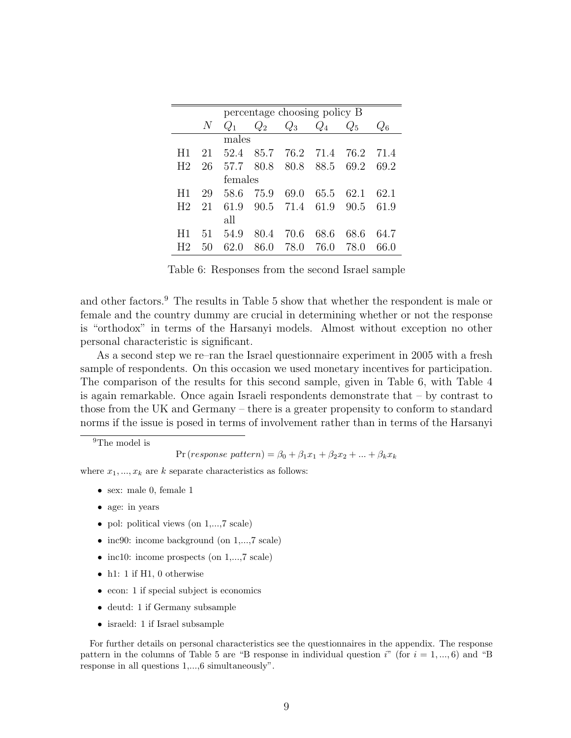| | | percentage choosing policy B | | | | | |
|---|---|---|---|---|---|---|---|
| | $N$ | $Q_1$ | $Q_2$ | $Q_3$ | $Q_4$ | $Q_5$ | $Q_6$ |
| | | males | | | | | |
| H1 | 21 | 52.4 | 85.7 | 76.2 | 71.4 | 76.2 | 71.4 |
| H2 | 26 | 57.7 | 80.8 | 80.8 | 88.5 | 69.2 | 69.2 |
| | | females | | | | | |
| H1 | 29 | 58.6 | 75.9 | 69.0 | 65.5 | 62.1 | 62.1 |
| H2 | 21 | 61.9 | 90.5 | 71.4 | 61.9 | 90.5 | 61.9 |
| | | all | | | | | |
| H1 | 51 | 54.9 | 80.4 | 70.6 | 68.6 | 68.6 | 64.7 |
| H2 | 50 | 62.0 | 86.0 | 78.0 | 76.0 | 78.0 | 66.0 |

Table 6: Responses from the second Israel sample

and other factors.[9] The results in Table 5 show that whether the respondent is male or female and the country dummy are crucial in determining whether or not the response is "orthodox" in terms of the Harsanyi models. Almost without exception no other personal characteristic is significant.

As a second step we re–ran the Israel questionnaire experiment in 2005 with a fresh sample of respondents. On this occasion we used monetary incentives for participation. The comparison of the results for this second sample, given in Table 6, with Table 4 is again remarkable. Once again Israeli respondents demonstrate that – by contrast to those from the UK and Germany – there is a greater propensity to conform to standard norms if the issue is posed in terms of involvement rather than in terms of the Harsanyi

[9] The model is

$$\Pr(\textit{response pattern}) = \beta_0 + \beta_1 x_1 + \beta_2 x_2 + ... + \beta_k x_k$$

where $x_1, ..., x_k$ are $k$ separate characteristics as follows:

- sex: male 0, female 1
- age: in years
- pol: political views (on 1,...,7 scale)
- inc90: income background (on 1,...,7 scale)
- inc10: income prospects (on 1,...,7 scale)
- h1: 1 if H1, 0 otherwise
- econ: 1 if special subject is economics
- deutd: 1 if Germany subsample
- israeld: 1 if Israel subsample

For further details on personal characteristics see the questionnaires in the appendix. The response pattern in the columns of Table 5 are "B response in individual question $i$" (for $i = 1, ..., 6$) and "B response in all questions 1,...,6 simultaneously".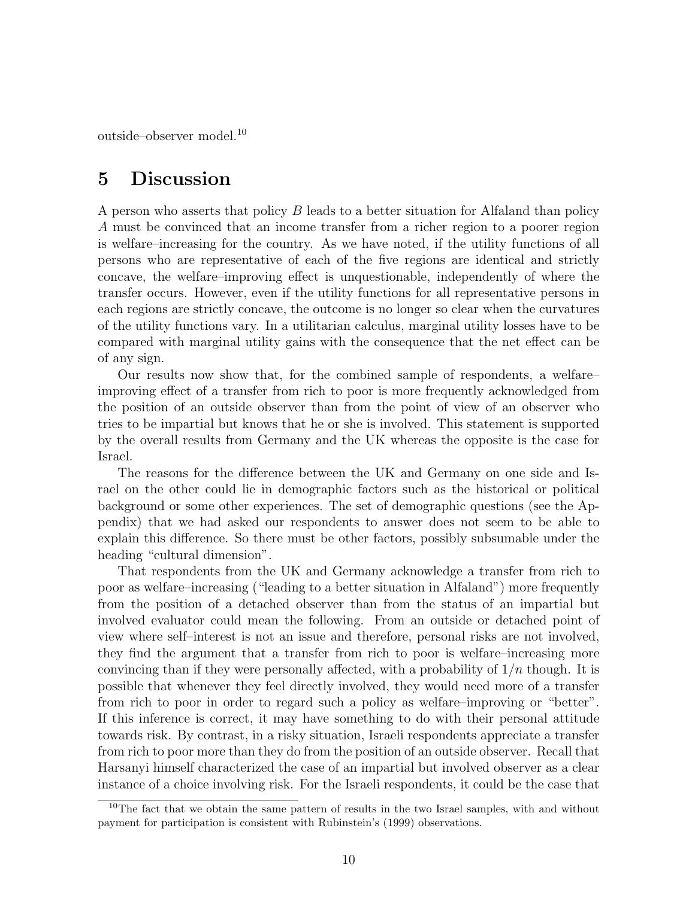outside–observer model.[10]

## 5 Discussion

A person who asserts that policy $B$ leads to a better situation for Alfaland than policy $A$ must be convinced that an income transfer from a richer region to a poorer region is welfare–increasing for the country. As we have noted, if the utility functions of all persons who are representative of each of the five regions are identical and strictly concave, the welfare–improving effect is unquestionable, independently of where the transfer occurs. However, even if the utility functions for all representative persons in each regions are strictly concave, the outcome is no longer so clear when the curvatures of the utility functions vary. In a utilitarian calculus, marginal utility losses have to be compared with marginal utility gains with the consequence that the net effect can be of any sign.

Our results now show that, for the combined sample of respondents, a welfare–improving effect of a transfer from rich to poor is more frequently acknowledged from the position of an outside observer than from the point of view of an observer who tries to be impartial but knows that he or she is involved. This statement is supported by the overall results from Germany and the UK whereas the opposite is the case for Israel.

The reasons for the difference between the UK and Germany on one side and Israel on the other could lie in demographic factors such as the historical or political background or some other experiences. The set of demographic questions (see the Appendix) that we had asked our respondents to answer does not seem to be able to explain this difference. So there must be other factors, possibly subsumable under the heading "cultural dimension".

That respondents from the UK and Germany acknowledge a transfer from rich to poor as welfare–increasing ("leading to a better situation in Alfaland") more frequently from the position of a detached observer than from the status of an impartial but involved evaluator could mean the following. From an outside or detached point of view where self–interest is not an issue and therefore, personal risks are not involved, they find the argument that a transfer from rich to poor is welfare–increasing more convincing than if they were personally affected, with a probability of $1/n$ though. It is possible that whenever they feel directly involved, they would need more of a transfer from rich to poor in order to regard such a policy as welfare–improving or "better". If this inference is correct, it may have something to do with their personal attitude towards risk. By contrast, in a risky situation, Israeli respondents appreciate a transfer from rich to poor more than they do from the position of an outside observer. Recall that Harsanyi himself characterized the case of an impartial but involved observer as a clear instance of a choice involving risk. For the Israeli respondents, it could be the case that

[10] The fact that we obtain the same pattern of results in the two Israel samples, with and without payment for participation is consistent with Rubinstein's (1999) observations.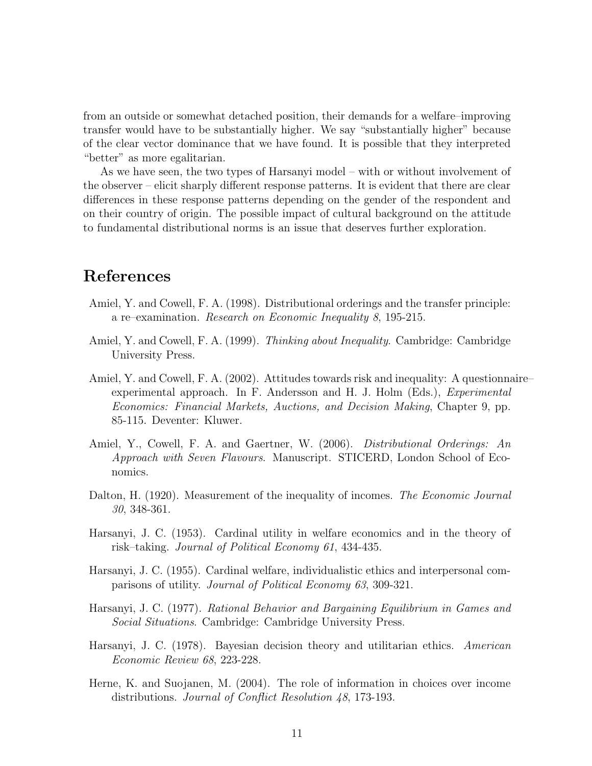from an outside or somewhat detached position, their demands for a welfare–improving transfer would have to be substantially higher. We say "substantially higher" because of the clear vector dominance that we have found. It is possible that they interpreted "better" as more egalitarian.

As we have seen, the two types of Harsanyi model – with or without involvement of the observer – elicit sharply different response patterns. It is evident that there are clear differences in these response patterns depending on the gender of the respondent and on their country of origin. The possible impact of cultural background on the attitude to fundamental distributional norms is an issue that deserves further exploration.

# References

Amiel, Y. and Cowell, F. A. (1998). Distributional orderings and the transfer principle: a re–examination. *Research on Economic Inequality 8*, 195-215.

Amiel, Y. and Cowell, F. A. (1999). *Thinking about Inequality*. Cambridge: Cambridge University Press.

Amiel, Y. and Cowell, F. A. (2002). Attitudes towards risk and inequality: A questionnaire–experimental approach. In F. Andersson and H. J. Holm (Eds.), *Experimental Economics: Financial Markets, Auctions, and Decision Making*, Chapter 9, pp. 85-115. Deventer: Kluwer.

Amiel, Y., Cowell, F. A. and Gaertner, W. (2006). *Distributional Orderings: An Approach with Seven Flavours*. Manuscript. STICERD, London School of Economics.

Dalton, H. (1920). Measurement of the inequality of incomes. *The Economic Journal 30*, 348-361.

Harsanyi, J. C. (1953). Cardinal utility in welfare economics and in the theory of risk–taking. *Journal of Political Economy 61*, 434-435.

Harsanyi, J. C. (1955). Cardinal welfare, individualistic ethics and interpersonal comparisons of utility. *Journal of Political Economy 63*, 309-321.

Harsanyi, J. C. (1977). *Rational Behavior and Bargaining Equilibrium in Games and Social Situations*. Cambridge: Cambridge University Press.

Harsanyi, J. C. (1978). Bayesian decision theory and utilitarian ethics. *American Economic Review 68*, 223-228.

Herne, K. and Suojanen, M. (2004). The role of information in choices over income distributions. *Journal of Conflict Resolution 48*, 173-193.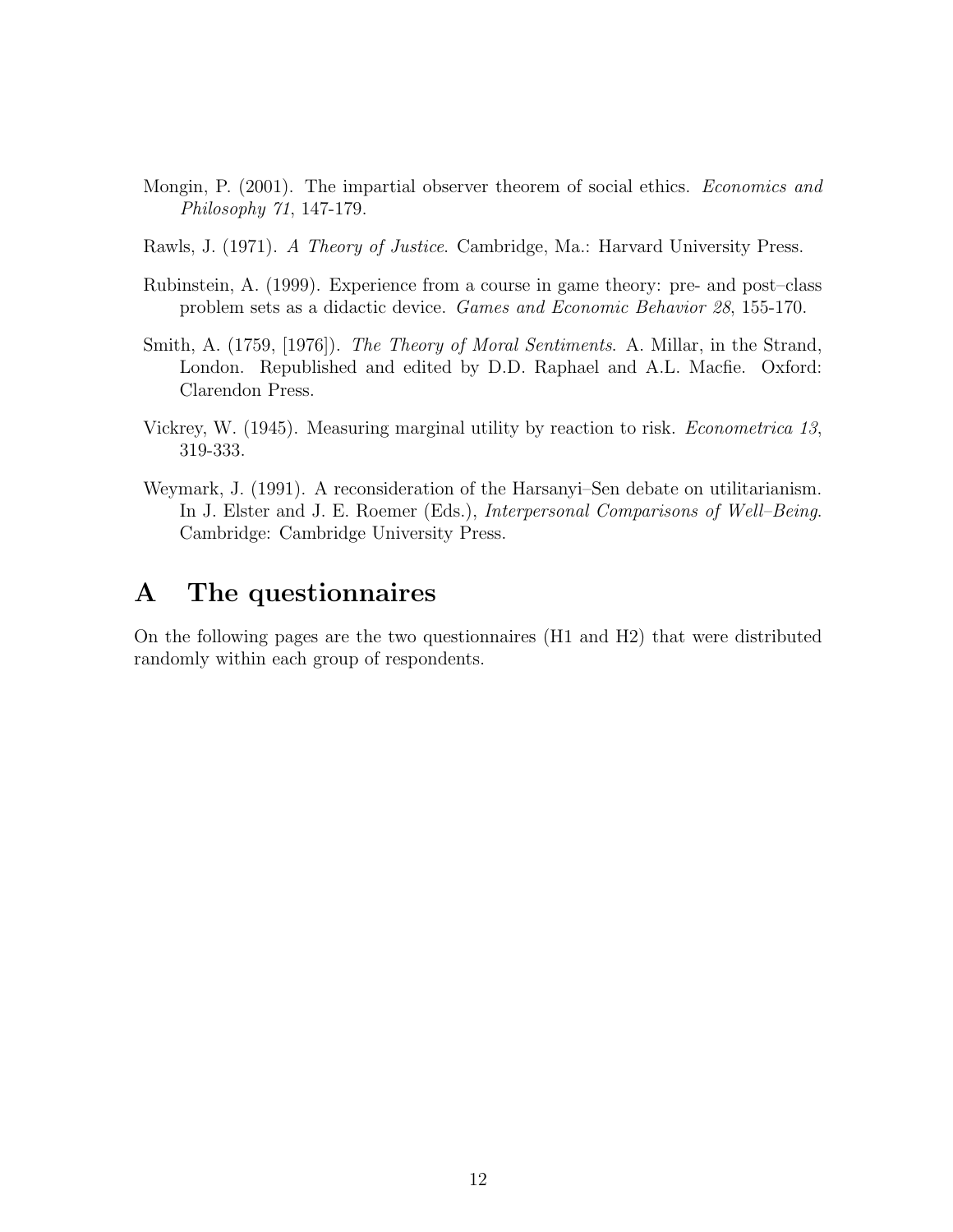Mongin, P. (2001). The impartial observer theorem of social ethics. *Economics and Philosophy 71*, 147-179.

Rawls, J. (1971). *A Theory of Justice*. Cambridge, Ma.: Harvard University Press.

Rubinstein, A. (1999). Experience from a course in game theory: pre- and post–class problem sets as a didactic device. *Games and Economic Behavior 28*, 155-170.

Smith, A. (1759, [1976]). *The Theory of Moral Sentiments*. A. Millar, in the Strand, London. Republished and edited by D.D. Raphael and A.L. Macfie. Oxford: Clarendon Press.

Vickrey, W. (1945). Measuring marginal utility by reaction to risk. *Econometrica 13*, 319-333.

Weymark, J. (1991). A reconsideration of the Harsanyi–Sen debate on utilitarianism. In J. Elster and J. E. Roemer (Eds.), *Interpersonal Comparisons of Well–Being*. Cambridge: Cambridge University Press.

# A The questionnaires

On the following pages are the two questionnaires (H1 and H2) that were distributed randomly within each group of respondents.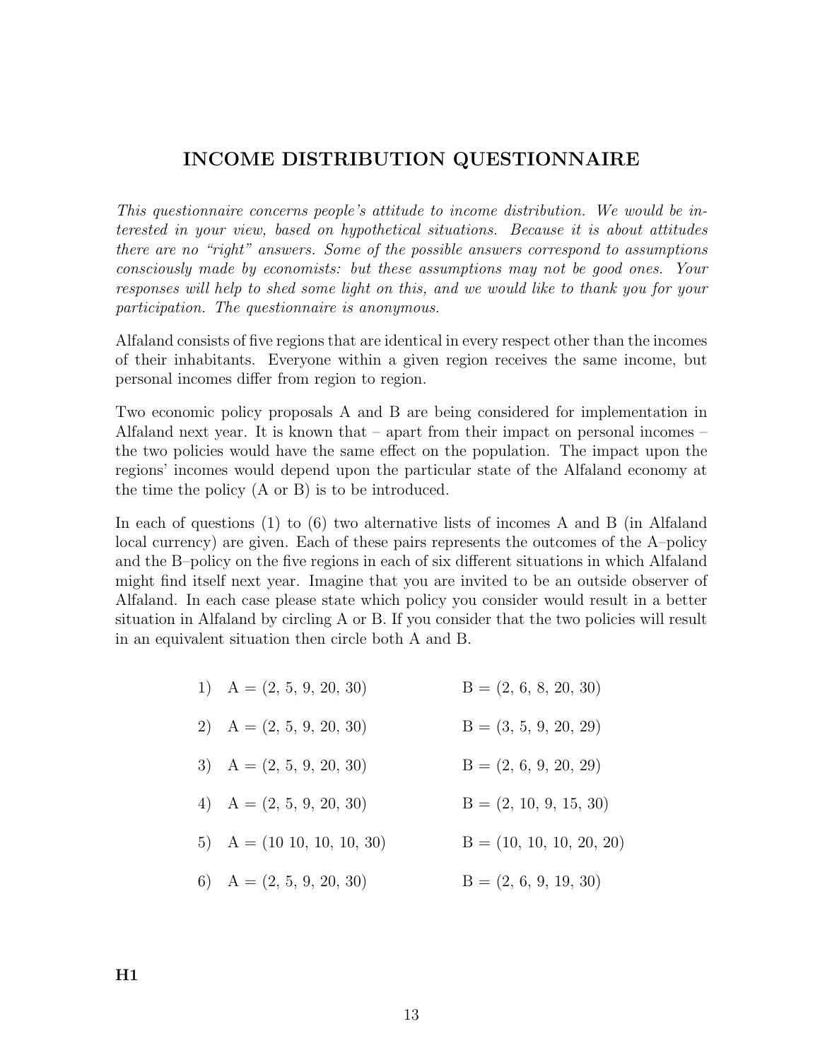## INCOME DISTRIBUTION QUESTIONNAIRE

*This questionnaire concerns people's attitude to income distribution. We would be interested in your view, based on hypothetical situations. Because it is about attitudes there are no "right" answers. Some of the possible answers correspond to assumptions consciously made by economists: but these assumptions may not be good ones. Your responses will help to shed some light on this, and we would like to thank you for your participation. The questionnaire is anonymous.*

Alfaland consists of five regions that are identical in every respect other than the incomes of their inhabitants. Everyone within a given region receives the same income, but personal incomes differ from region to region.

Two economic policy proposals A and B are being considered for implementation in Alfaland next year. It is known that – apart from their impact on personal incomes – the two policies would have the same effect on the population. The impact upon the regions' incomes would depend upon the particular state of the Alfaland economy at the time the policy (A or B) is to be introduced.

In each of questions (1) to (6) two alternative lists of incomes A and B (in Alfaland local currency) are given. Each of these pairs represents the outcomes of the A–policy and the B–policy on the five regions in each of six different situations in which Alfaland might find itself next year. Imagine that you are invited to be an outside observer of Alfaland. In each case please state which policy you consider would result in a better situation in Alfaland by circling A or B. If you consider that the two policies will result in an equivalent situation then circle both A and B.

1) A = (2, 5, 9, 20, 30) B = (2, 6, 8, 20, 30)

2) A = (2, 5, 9, 20, 30) B = (3, 5, 9, 20, 29)

3) A = (2, 5, 9, 20, 30) B = (2, 6, 9, 20, 29)

4) A = (2, 5, 9, 20, 30) B = (2, 10, 9, 15, 30)

5) A = (10 10, 10, 10, 30) B = (10, 10, 10, 20, 20)

6) A = (2, 5, 9, 20, 30) B = (2, 6, 9, 19, 30)

**H1**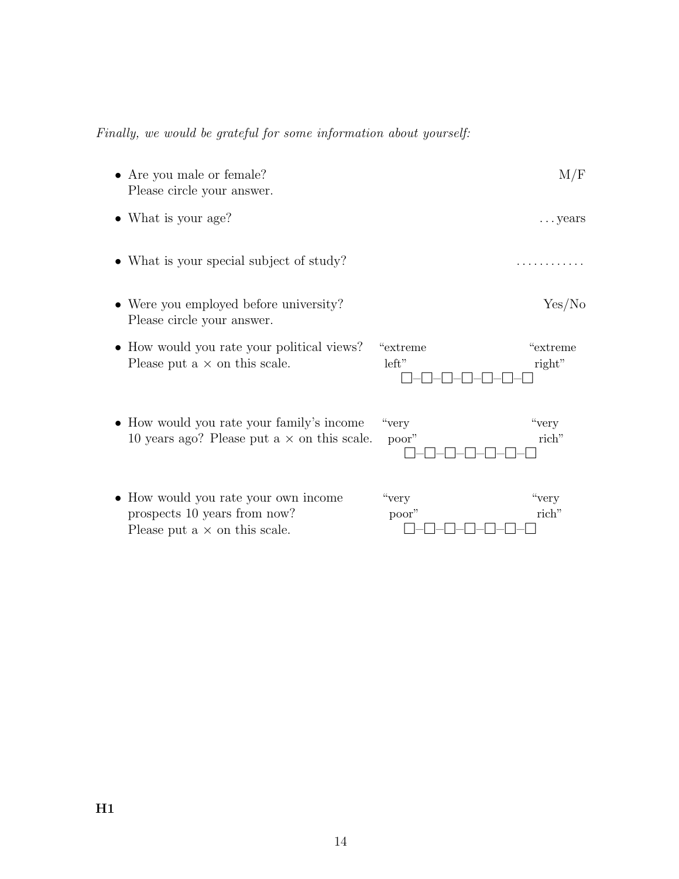*Finally, we would be grateful for some information about yourself:*

- Are you male or female? M/F
  Please circle your answer.
- What is your age? . . . years
- What is your special subject of study? . . . . . . . . . . . .
- Were you employed before university? Yes/No
  Please circle your answer.
- How would you rate your political views? "extreme left" □–□–□–□–□–□–□ "extreme right"
  Please put a × on this scale.
- How would you rate your family's income 10 years ago? Please put a × on this scale. "very poor" □–□–□–□–□–□–□ "very rich"
- How would you rate your own income prospects 10 years from now? "very poor" □–□–□–□–□–□–□ "very rich"
  Please put a × on this scale.

**H1**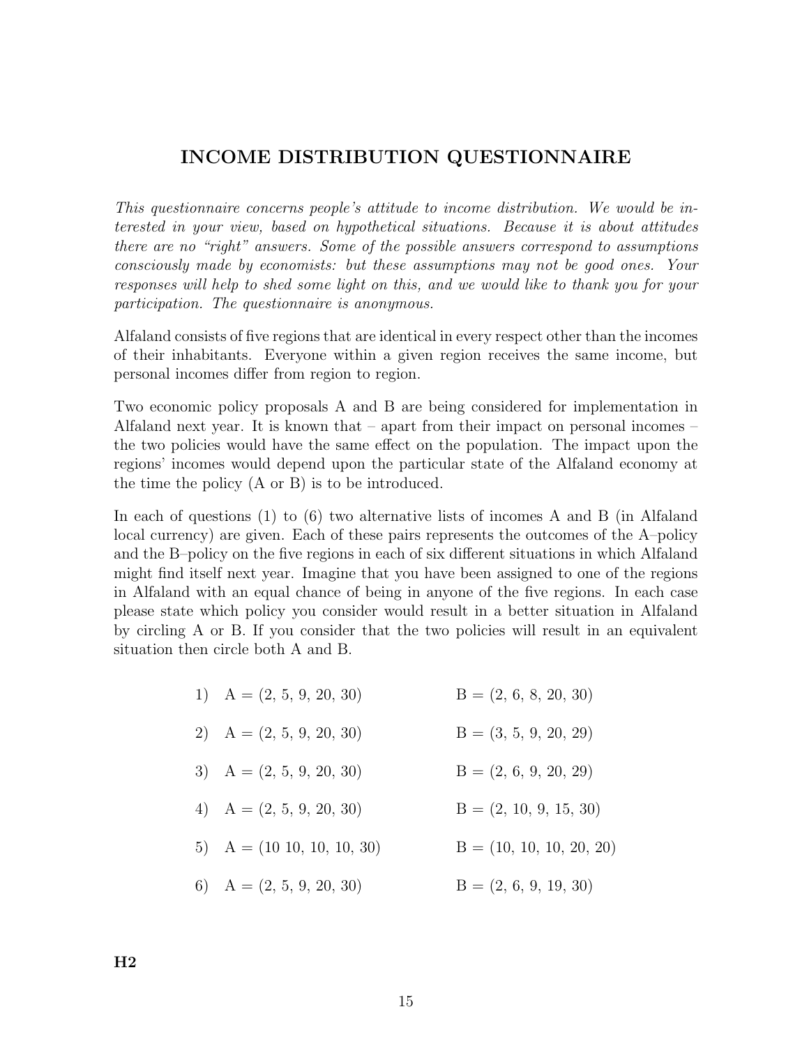## INCOME DISTRIBUTION QUESTIONNAIRE

*This questionnaire concerns people's attitude to income distribution. We would be interested in your view, based on hypothetical situations. Because it is about attitudes there are no "right" answers. Some of the possible answers correspond to assumptions consciously made by economists: but these assumptions may not be good ones. Your responses will help to shed some light on this, and we would like to thank you for your participation. The questionnaire is anonymous.*

Alfaland consists of five regions that are identical in every respect other than the incomes of their inhabitants. Everyone within a given region receives the same income, but personal incomes differ from region to region.

Two economic policy proposals A and B are being considered for implementation in Alfaland next year. It is known that – apart from their impact on personal incomes – the two policies would have the same effect on the population. The impact upon the regions' incomes would depend upon the particular state of the Alfaland economy at the time the policy (A or B) is to be introduced.

In each of questions (1) to (6) two alternative lists of incomes A and B (in Alfaland local currency) are given. Each of these pairs represents the outcomes of the A–policy and the B–policy on the five regions in each of six different situations in which Alfaland might find itself next year. Imagine that you have been assigned to one of the regions in Alfaland with an equal chance of being in anyone of the five regions. In each case please state which policy you consider would result in a better situation in Alfaland by circling A or B. If you consider that the two policies will result in an equivalent situation then circle both A and B.

1) A = (2, 5, 9, 20, 30) B = (2, 6, 8, 20, 30)

2) A = (2, 5, 9, 20, 30) B = (3, 5, 9, 20, 29)

3) A = (2, 5, 9, 20, 30) B = (2, 6, 9, 20, 29)

4) A = (2, 5, 9, 20, 30) B = (2, 10, 9, 15, 30)

5) A = (10 10, 10, 10, 30) B = (10, 10, 10, 20, 20)

6) A = (2, 5, 9, 20, 30) B = (2, 6, 9, 19, 30)

**H2**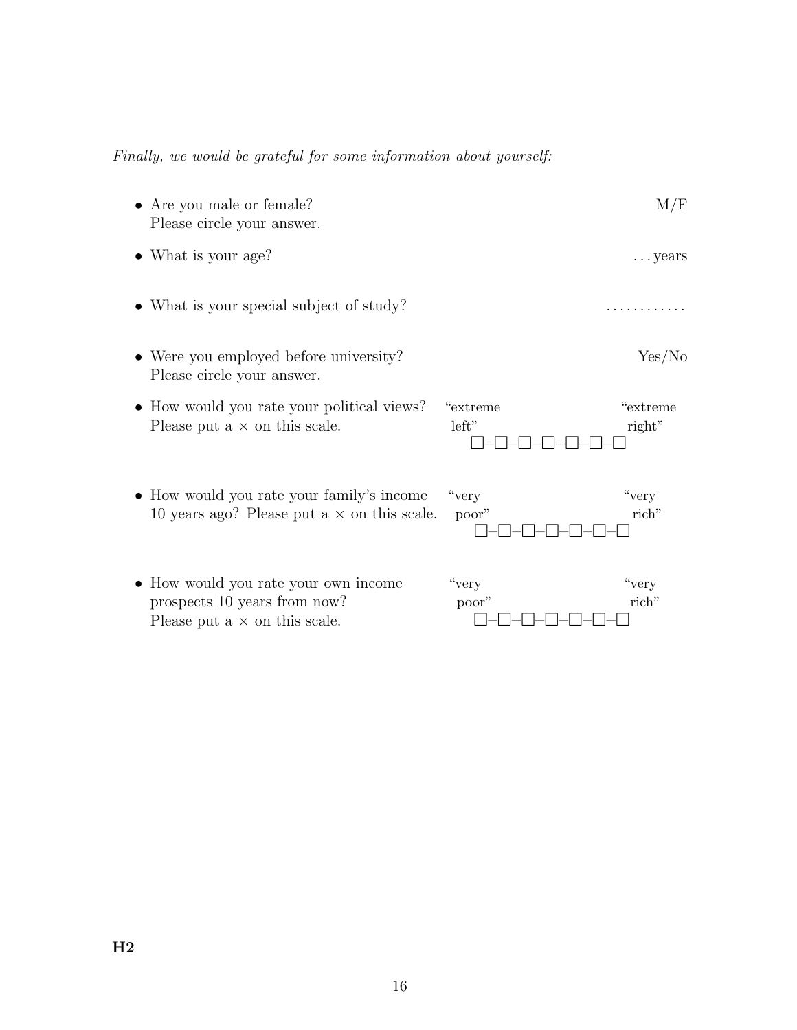*Finally, we would be grateful for some information about yourself:*

- Are you male or female? Please circle your answer. M/F
- What is your age? . . . years
- What is your special subject of study? . . . . . . . . . . . .
- Were you employed before university? Please circle your answer. Yes/No
- How would you rate your political views? Please put a × on this scale.
  "extreme left" □–□–□–□–□–□–□ "extreme right"
- How would you rate your family's income 10 years ago? Please put a × on this scale.
  "very poor" □–□–□–□–□–□–□ "very rich"
- How would you rate your own income prospects 10 years from now? Please put a × on this scale.
  "very poor" □–□–□–□–□–□–□ "very rich"

**H2**